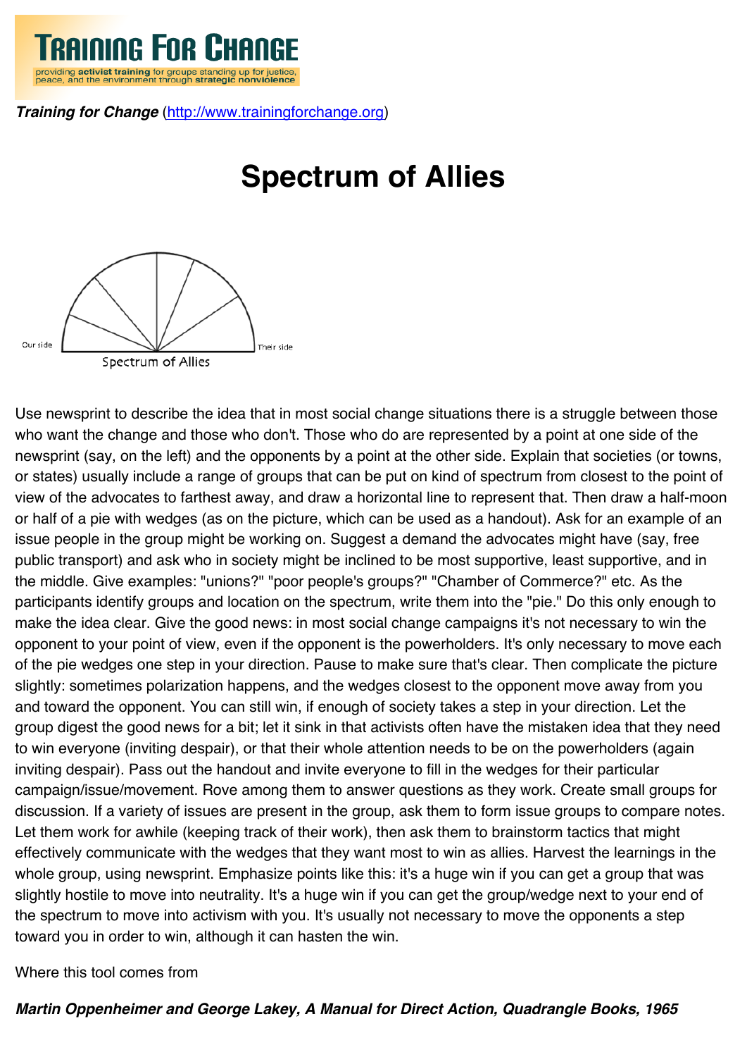**Training for Change** (http://www.trainingforchange.org)

# Spectrum of Allies

Our side

Their side

Spectrum of Allies

Use newsprint to describe the idea that in most social change situations there is a struggle between those who want the change and those who don't. Those who do are represented by a point at one side of the newsprint (say, on the left) and the opponents by a point at the other side. Explain that societies (or towns, or states) usually include a range of groups that can be put on kind of spectrum from closest to the point of view of the advocates to farthest away, and draw a horizontal line to represent that. Then draw a half-moon or half of a pie with wedges (as on the picture, which can be used as a handout). Ask for an example of an issue people in the group might be working on. Suggest a demand the advocates might have (say, free public transport) and ask who in society might be inclined to be most supportive, least supportive, and in the middle. Give examples: "unions?" "poor people's groups?" "Chamber of Commerce?" etc. As the participants identify groups and location on the spectrum, write them into the "pie." Do this only enough to make the idea clear. Give the good news: in most social change campaigns it's not necessary to win the opponent to your point of view, even if the opponent is the powerholders. It's only necessary to move each of the pie wedges one step in your direction. Pause to make sure that's clear. Then complicate the picture slightly: sometimes polarization happens, and the wedges closest to the opponent move away from you and toward the opponent. You can still win, if enough of society takes a step in your direction. Let the group digest the good news for a bit; let it sink in that activists often have the mistaken idea that they need to win everyone (inviting despair), or that their whole attention needs to be on the powerholders (again inviting despair). Pass out the handout and invite everyone to fill in the wedges for their particular campaign/issue/movement. Rove among them to answer questions as they work. Create small groups for discussion. If a variety of issues are present in the group, ask them to form issue groups to compare notes. Let them work for awhile (keeping track of their work), then ask them to brainstorm tactics that might effectively communicate with the wedges that they want most to win as allies. Harvest the learnings in the whole group, using newsprint. Emphasize points like this: it's a huge win if you can get a group that was slightly hostile to move into neutrality. It's a huge win if you can get the group/wedge next to your end of the spectrum to move into activism with you. It's usually not necessary to move the opponents a step toward you in order to win, although it can hasten the win.

Where this tool comes from

***Martin Oppenheimer and George Lakey, A Manual for Direct Action, Quadrangle Books, 1965***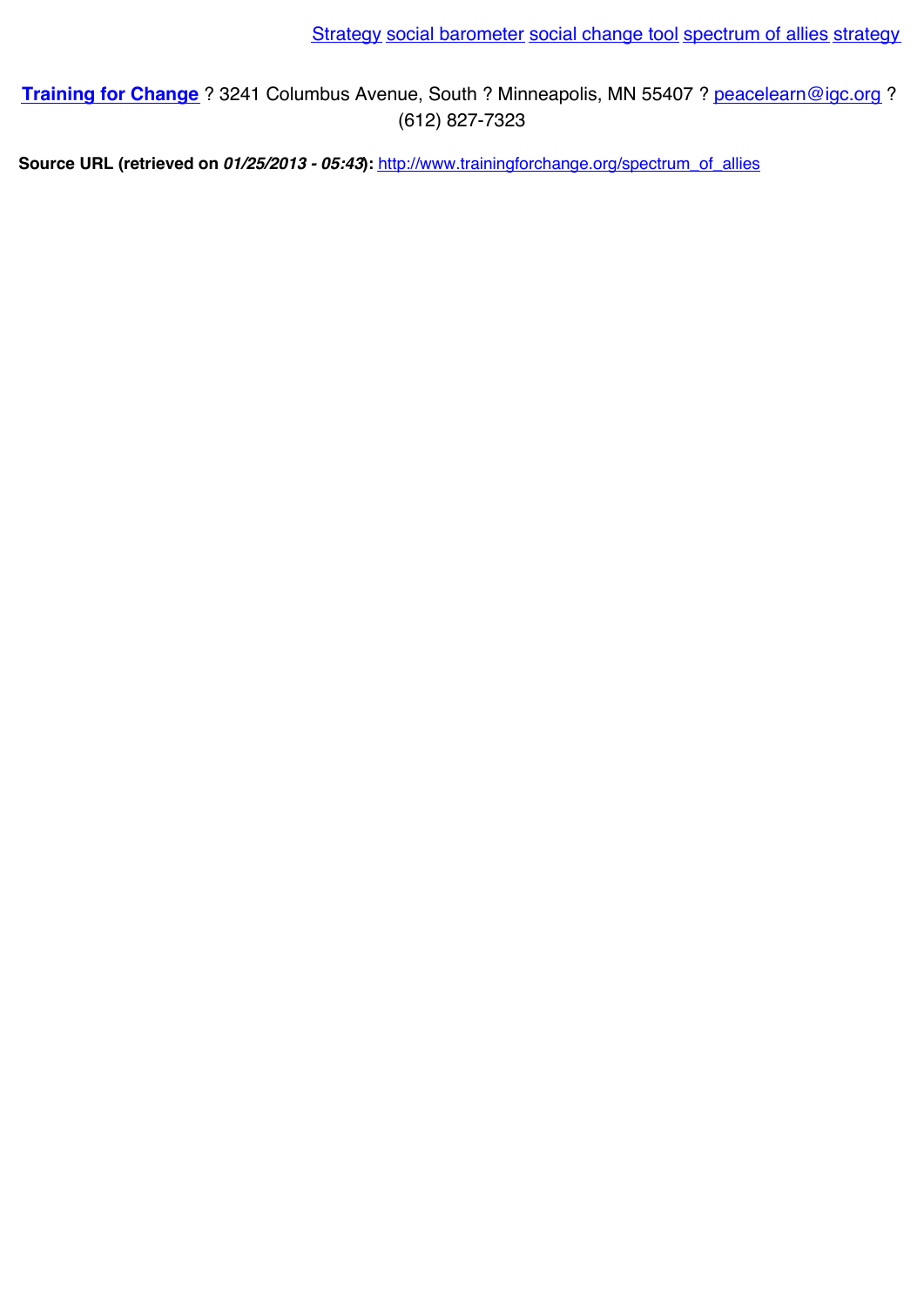[Strategy](#) [social barometer](#) [social change tool](#) [spectrum of allies](#) [strategy](#)

**[Training for Change](#)** ? 3241 Columbus Avenue, South ? Minneapolis, MN 55407 ? [peacelearn@igc.org](mailto:peacelearn@igc.org) ? (612) 827-7323

**Source URL (retrieved on *01/25/2013 - 05:43*):** [http://www.trainingforchange.org/spectrum_of_allies](http://www.trainingforchange.org/spectrum_of_allies)